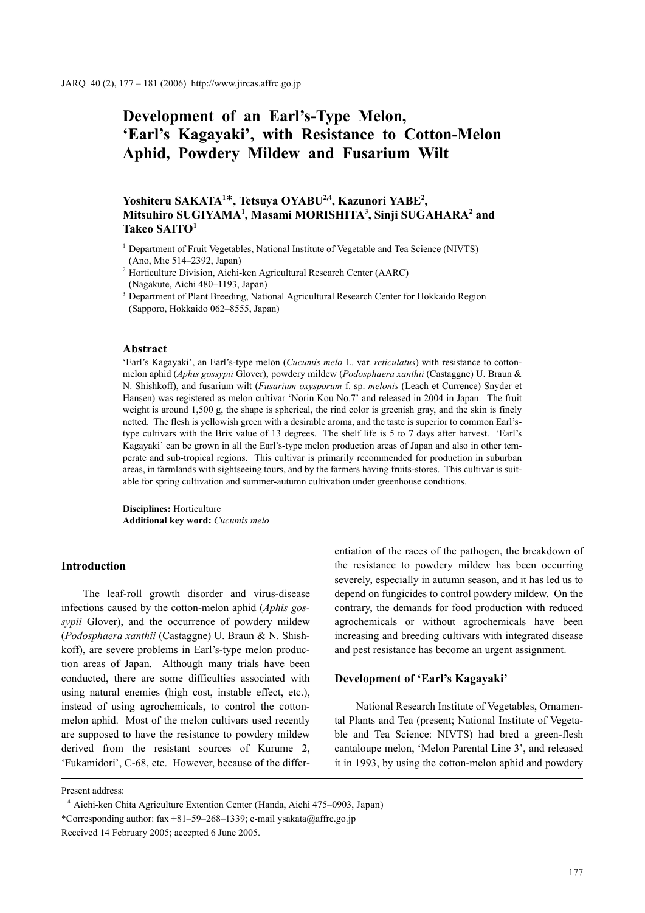# Development of an Earl's-Type Melon, 'Earl's Kagayaki', with Resistance to Cotton-Melon Aphid, Powdery Mildew and Fusarium Wilt

**Yoshiteru SAKATA[1]*, Tetsuya OYABU[2,4], Kazunori YABE[2], Mitsuhiro SUGIYAMA[1], Masami MORISHITA[3], Sinji SUGAHARA[2] and Takeo SAITO[1]**

[1] Department of Fruit Vegetables, National Institute of Vegetable and Tea Science (NIVTS) (Ano, Mie 514–2392, Japan)

[2] Horticulture Division, Aichi-ken Agricultural Research Center (AARC) (Nagakute, Aichi 480–1193, Japan)

[3] Department of Plant Breeding, National Agricultural Research Center for Hokkaido Region (Sapporo, Hokkaido 062–8555, Japan)

## Abstract

'Earl's Kagayaki', an Earl's-type melon (*Cucumis melo* L. var. *reticulatus*) with resistance to cotton-melon aphid (*Aphis gossypii* Glover), powdery mildew (*Podosphaera xanthii* (Castaggne) U. Braun & N. Shishkoff), and fusarium wilt (*Fusarium oxysporum* f. sp. *melonis* (Leach et Currence) Snyder et Hansen) was registered as melon cultivar 'Norin Kou No.7' and released in 2004 in Japan. The fruit weight is around 1,500 g, the shape is spherical, the rind color is greenish gray, and the skin is finely netted. The flesh is yellowish green with a desirable aroma, and the taste is superior to common Earl's-type cultivars with the Brix value of 13 degrees. The shelf life is 5 to 7 days after harvest. 'Earl's Kagayaki' can be grown in all the Earl's-type melon production areas of Japan and also in other temperate and sub-tropical regions. This cultivar is primarily recommended for production in suburban areas, in farmlands with sightseeing tours, and by the farmers having fruits-stores. This cultivar is suitable for spring cultivation and summer-autumn cultivation under greenhouse conditions.

**Disciplines:** Horticulture
**Additional key word:** *Cucumis melo*

## Introduction

The leaf-roll growth disorder and virus-disease infections caused by the cotton-melon aphid (*Aphis gossypii* Glover), and the occurrence of powdery mildew (*Podosphaera xanthii* (Castaggne) U. Braun & N. Shishkoff), are severe problems in Earl's-type melon production areas of Japan. Although many trials have been conducted, there are some difficulties associated with using natural enemies (high cost, instable effect, etc.), instead of using agrochemicals, to control the cotton-melon aphid. Most of the melon cultivars used recently are supposed to have the resistance to powdery mildew derived from the resistant sources of Kurume 2, 'Fukamidori', C-68, etc. However, because of the differentiation of the races of the pathogen, the breakdown of the resistance to powdery mildew has been occurring severely, especially in autumn season, and it has led us to depend on fungicides to control powdery mildew. On the contrary, the demands for food production with reduced agrochemicals or without agrochemicals have been increasing and breeding cultivars with integrated disease and pest resistance has become an urgent assignment.

## Development of 'Earl's Kagayaki'

National Research Institute of Vegetables, Ornamental Plants and Tea (present; National Institute of Vegetable and Tea Science: NIVTS) had bred a green-flesh cantaloupe melon, 'Melon Parental Line 3', and released it in 1993, by using the cotton-melon aphid and powdery

Present address:

[4] Aichi-ken Chita Agriculture Extention Center (Handa, Aichi 475–0903, Japan)

*Corresponding author: fax +81–59–268–1339; e-mail ysakata@affrc.go.jp

Received 14 February 2005; accepted 6 June 2005.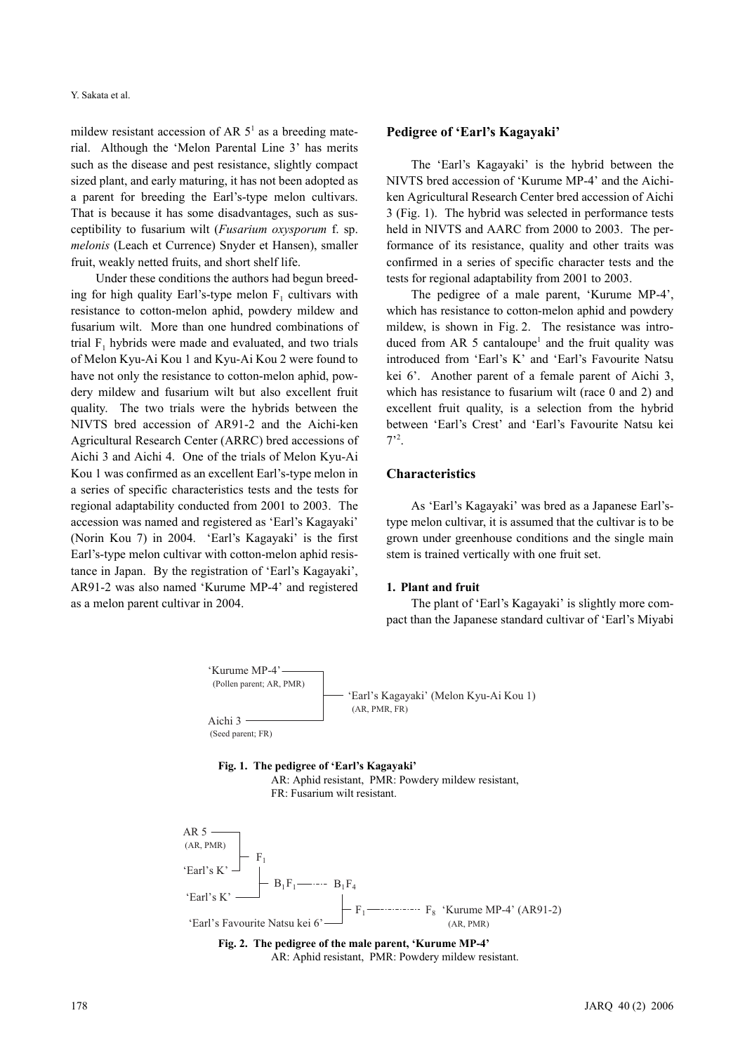mildew resistant accession of AR 5[1] as a breeding material. Although the 'Melon Parental Line 3' has merits such as the disease and pest resistance, slightly compact sized plant, and early maturing, it has not been adopted as a parent for breeding the Earl's-type melon cultivars. That is because it has some disadvantages, such as susceptibility to fusarium wilt (*Fusarium oxysporum* f. sp. *melonis* (Leach et Currence) Snyder et Hansen), smaller fruit, weakly netted fruits, and short shelf life.

Under these conditions the authors had begun breeding for high quality Earl's-type melon $F_1$ cultivars with resistance to cotton-melon aphid, powdery mildew and fusarium wilt. More than one hundred combinations of trial $F_1$ hybrids were made and evaluated, and two trials of Melon Kyu-Ai Kou 1 and Kyu-Ai Kou 2 were found to have not only the resistance to cotton-melon aphid, powdery mildew and fusarium wilt but also excellent fruit quality. The two trials were the hybrids between the NIVTS bred accession of AR91-2 and the Aichi-ken Agricultural Research Center (ARRC) bred accessions of Aichi 3 and Aichi 4. One of the trials of Melon Kyu-Ai Kou 1 was confirmed as an excellent Earl's-type melon in a series of specific characteristics tests and the tests for regional adaptability conducted from 2001 to 2003. The accession was named and registered as 'Earl's Kagayaki' (Norin Kou 7) in 2004. 'Earl's Kagayaki' is the first Earl's-type melon cultivar with cotton-melon aphid resistance in Japan. By the registration of 'Earl's Kagayaki', AR91-2 was also named 'Kurume MP-4' and registered as a melon parent cultivar in 2004.

## Pedigree of 'Earl's Kagayaki'

The 'Earl's Kagayaki' is the hybrid between the NIVTS bred accession of 'Kurume MP-4' and the Aichi-ken Agricultural Research Center bred accession of Aichi 3 (Fig. 1). The hybrid was selected in performance tests held in NIVTS and AARC from 2000 to 2003. The performance of its resistance, quality and other traits was confirmed in a series of specific character tests and the tests for regional adaptability from 2001 to 2003.

The pedigree of a male parent, 'Kurume MP-4', which has resistance to cotton-melon aphid and powdery mildew, is shown in Fig. 2. The resistance was introduced from AR 5 cantaloupe[1] and the fruit quality was introduced from 'Earl's K' and 'Earl's Favourite Natsu kei 6'. Another parent of a female parent of Aichi 3, which has resistance to fusarium wilt (race 0 and 2) and excellent fruit quality, is a selection from the hybrid between 'Earl's Crest' and 'Earl's Favourite Natsu kei 7'[2].

## Characteristics

As 'Earl's Kagayaki' was bred as a Japanese Earl's-type melon cultivar, it is assumed that the cultivar is to be grown under greenhouse conditions and the single main stem is trained vertically with one fruit set.

### 1. Plant and fruit

The plant of 'Earl's Kagayaki' is slightly more compact than the Japanese standard cultivar of 'Earl's Miyabi

```
'Kurume MP-4' ──────────┐
 (Pollen parent; AR, PMR)│
                         ├── 'Earl's Kagayaki' (Melon Kyu-Ai Kou 1)
                         │    (AR, PMR, FR)
Aichi 3 ─────────────────┘
 (Seed parent; FR)
```

**Fig. 1. The pedigree of 'Earl's Kagayaki'**
AR: Aphid resistant, PMR: Powdery mildew resistant, FR: Fusarium wilt resistant.

```
AR 5 ──────┐
(AR, PMR)  ├─ F1
'Earl's K' ┘  │
              ├─ B1F1 ----- B1F4
'Earl's K' ───┘               │
                              ├─ F1 ---------- F8  'Kurume MP-4' (AR91-2)
'Earl's Favourite Natsu kei 6'┘                     (AR, PMR)
```

**Fig. 2. The pedigree of the male parent, 'Kurume MP-4'**
AR: Aphid resistant, PMR: Powdery mildew resistant.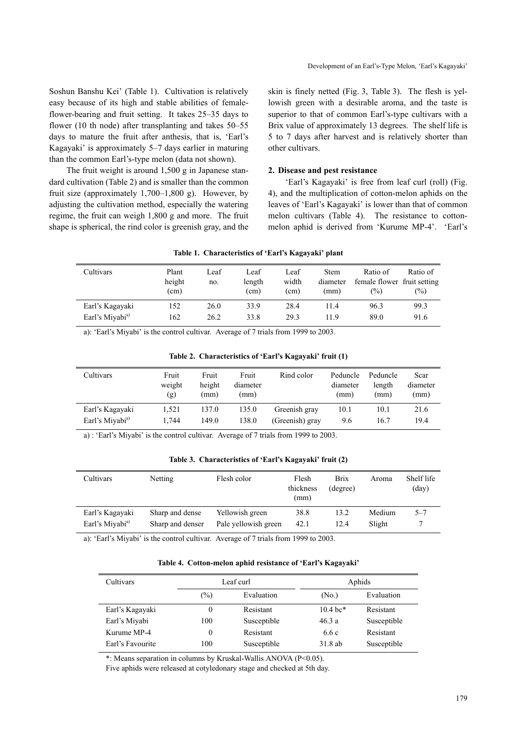Soshun Banshu Kei' (Table 1). Cultivation is relatively easy because of its high and stable abilities of female-flower-bearing and fruit setting. It takes 25–35 days to flower (10 th node) after transplanting and takes 50–55 days to mature the fruit after anthesis, that is, 'Earl's Kagayaki' is approximately 5–7 days earlier in maturing than the common Earl's-type melon (data not shown).

The fruit weight is around 1,500 g in Japanese standard cultivation (Table 2) and is smaller than the common fruit size (approximately 1,700–1,800 g). However, by adjusting the cultivation method, especially the watering regime, the fruit can weigh 1,800 g and more. The fruit shape is spherical, the rind color is greenish gray, and the skin is finely netted (Fig. 3, Table 3). The flesh is yellowish green with a desirable aroma, and the taste is superior to that of common Earl's-type cultivars with a Brix value of approximately 13 degrees. The shelf life is 5 to 7 days after harvest and is relatively shorter than other cultivars.

## 2. Disease and pest resistance

'Earl's Kagayaki' is free from leaf curl (roll) (Fig. 4), and the multiplication of cotton-melon aphids on the leaves of 'Earl's Kagayaki' is lower than that of common melon cultivars (Table 4). The resistance to cotton-melon aphid is derived from 'Kurume MP-4'. 'Earl's

**Table 1. Characteristics of 'Earl's Kagayaki' plant**

| Cultivars | Plant height (cm) | Leaf no. | Leaf length (cm) | Leaf width (cm) | Stem diameter (mm) | Ratio of female flower (%) | Ratio of fruit setting (%) |
|---|---|---|---|---|---|---|---|
| Earl's Kagayaki | 152 | 26.0 | 33.9 | 28.4 | 11.4 | 96.3 | 99.3 |
| Earl's Miyabi[a)] | 162 | 26.2 | 33.8 | 29.3 | 11.9 | 89.0 | 91.6 |

a): 'Earl's Miyabi' is the control cultivar. Average of 7 trials from 1999 to 2003.

**Table 2. Characteristics of 'Earl's Kagayaki' fruit (1)**

| Cultivars | Fruit weight (g) | Fruit height (mm) | Fruit diameter (mm) | Rind color | Peduncle diameter (mm) | Peduncle length (mm) | Scar diameter (mm) |
|---|---|---|---|---|---|---|---|
| Earl's Kagayaki | 1,521 | 137.0 | 135.0 | Greenish gray | 10.1 | 10.1 | 21.6 |
| Earl's Miyabi[a)] | 1,744 | 149.0 | 138.0 | (Greenish) gray | 9.6 | 16.7 | 19.4 |

a) : 'Earl's Miyabi' is the control cultivar. Average of 7 trials from 1999 to 2003.

**Table 3. Characteristics of 'Earl's Kagayaki' fruit (2)**

| Cultivars | Netting | Flesh color | Flesh thickness (mm) | Brix (degree) | Aroma | Shelf life (day) |
|---|---|---|---|---|---|---|
| Earl's Kagayaki | Sharp and dense | Yellowish green | 38.8 | 13.2 | Medium | 5–7 |
| Earl's Miyabi[a)] | Sharp and denser | Pale yellowish green | 42.1 | 12.4 | Slight | 7 |

a): 'Earl's Miyabi' is the control cultivar. Average of 7 trials from 1999 to 2003.

**Table 4. Cotton-melon aphid resistance of 'Earl's Kagayaki'**

| Cultivars | Leaf curl | | Aphids | |
|---|---|---|---|---|
| | (%) | Evaluation | (No.) | Evaluation |
| Earl's Kagayaki | 0 | Resistant | 10.4 bc* | Resistant |
| Earl's Miyabi | 100 | Susceptible | 46.3 a | Susceptible |
| Kurume MP-4 | 0 | Resistant | 6.6 c | Resistant |
| Earl's Favourite | 100 | Susceptible | 31.8 ab | Susceptible |

*: Means separation in columns by Kruskal-Wallis ANOVA ($P<0.05$).
Five aphids were released at cotyledonary stage and checked at 5th day.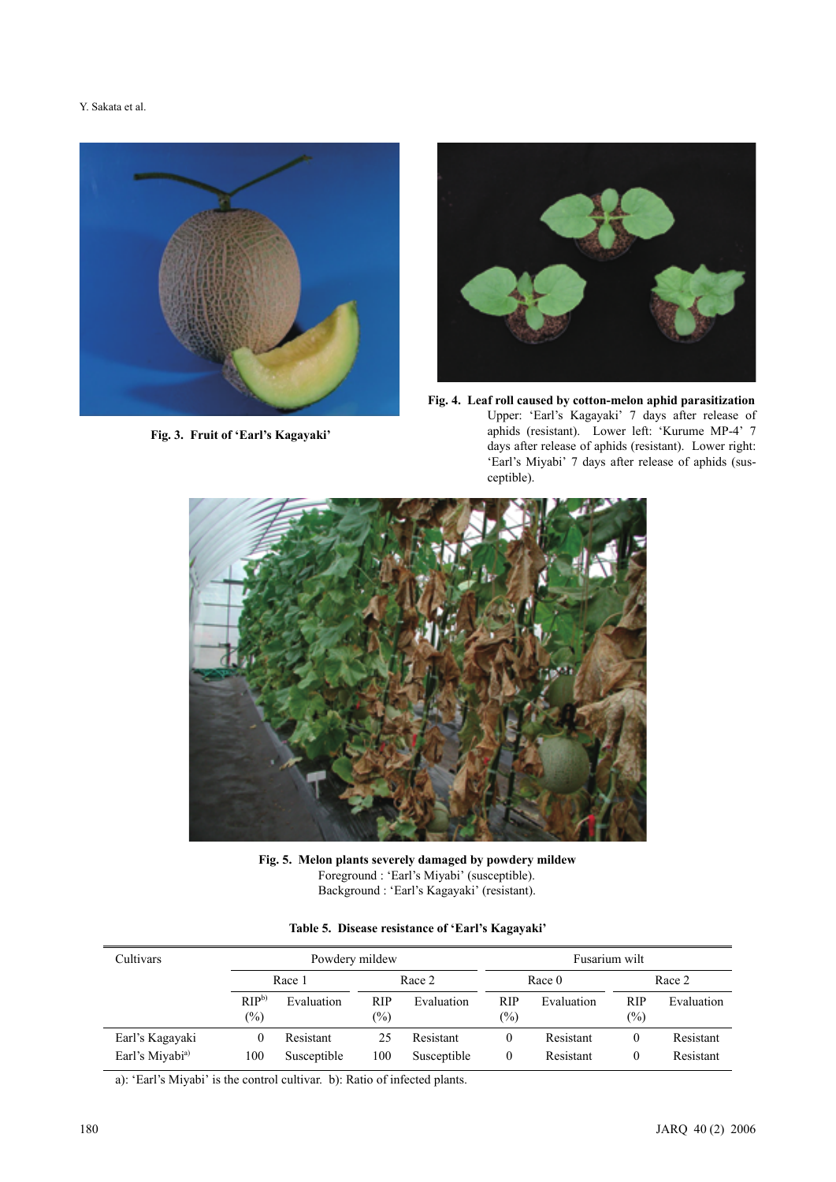Fig. 3. Fruit of 'Earl's Kagayaki'

**Fig. 4. Leaf roll caused by cotton-melon aphid parasitization**
Upper: 'Earl's Kagayaki' 7 days after release of aphids (resistant). Lower left: 'Kurume MP-4' 7 days after release of aphids (resistant). Lower right: 'Earl's Miyabi' 7 days after release of aphids (susceptible).

**Fig. 5. Melon plants severely damaged by powdery mildew**
Foreground : 'Earl's Miyabi' (susceptible).
Background : 'Earl's Kagayaki' (resistant).

**Table 5. Disease resistance of 'Earl's Kagayaki'**

| Cultivars | Powdery mildew | | | | Fusarium wilt | | | |
|---|---|---|---|---|---|---|---|---|
| | Race 1 | | Race 2 | | Race 0 | | Race 2 | |
| | RIP[b] (%) | Evaluation | RIP (%) | Evaluation | RIP (%) | Evaluation | RIP (%) | Evaluation |
| Earl's Kagayaki | 0 | Resistant | 25 | Resistant | 0 | Resistant | 0 | Resistant |
| Earl's Miyabi[a] | 100 | Susceptible | 100 | Susceptible | 0 | Resistant | 0 | Resistant |

a): 'Earl's Miyabi' is the control cultivar. b): Ratio of infected plants.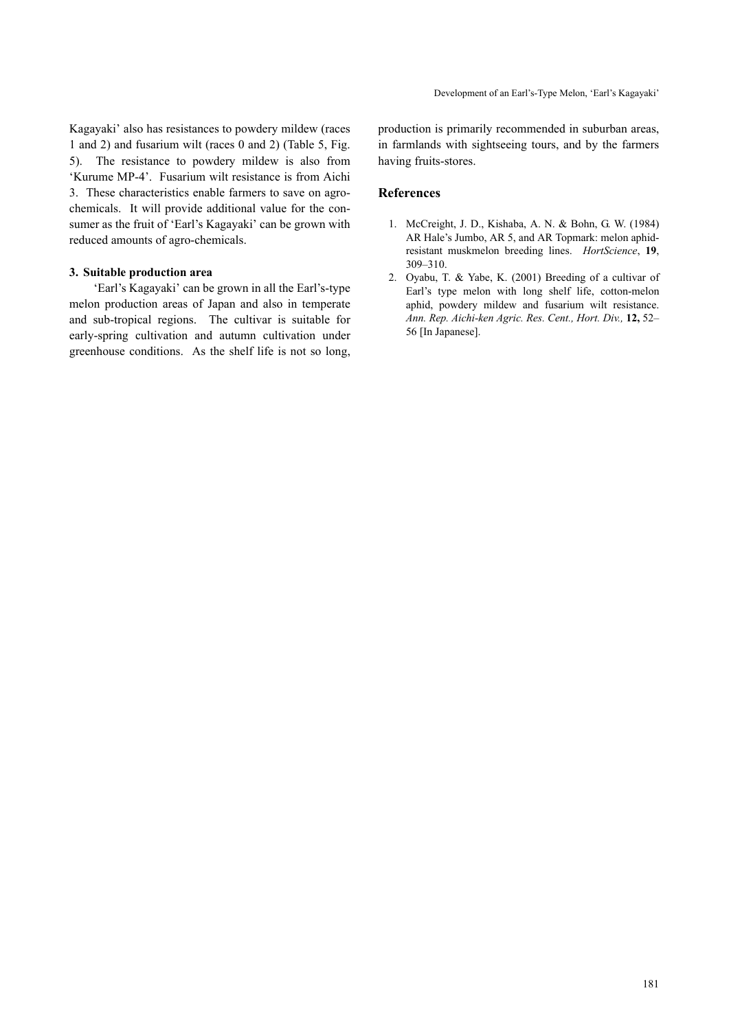Kagayaki' also has resistances to powdery mildew (races 1 and 2) and fusarium wilt (races 0 and 2) (Table 5, Fig. 5). The resistance to powdery mildew is also from 'Kurume MP-4'. Fusarium wilt resistance is from Aichi 3. These characteristics enable farmers to save on agro-chemicals. It will provide additional value for the consumer as the fruit of 'Earl's Kagayaki' can be grown with reduced amounts of agro-chemicals.

### 3. Suitable production area

'Earl's Kagayaki' can be grown in all the Earl's-type melon production areas of Japan and also in temperate and sub-tropical regions. The cultivar is suitable for early-spring cultivation and autumn cultivation under greenhouse conditions. As the shelf life is not so long, production is primarily recommended in suburban areas, in farmlands with sightseeing tours, and by the farmers having fruits-stores.

## References

1. McCreight, J. D., Kishaba, A. N. & Bohn, G. W. (1984) AR Hale's Jumbo, AR 5, and AR Topmark: melon aphid-resistant muskmelon breeding lines. *HortScience*, **19**, 309–310.
2. Oyabu, T. & Yabe, K. (2001) Breeding of a cultivar of Earl's type melon with long shelf life, cotton-melon aphid, powdery mildew and fusarium wilt resistance. *Ann. Rep. Aichi-ken Agric. Res. Cent., Hort. Div.,* **12,** 52–56 [In Japanese].